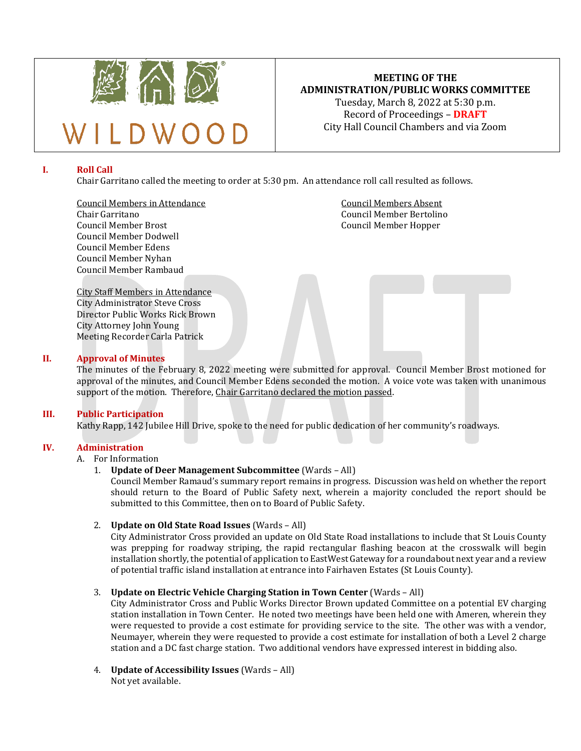WILDWOOD

**MEETING OF THE ADMINISTRATION/PUBLIC WORKS COMMITTEE**
Tuesday, March 8, 2022 at 5:30 p.m.
Record of Proceedings – **DRAFT**
City Hall Council Chambers and via Zoom

## I. Roll Call

Chair Garritano called the meeting to order at 5:30 pm. An attendance roll call resulted as follows.

Council Members in Attendance
Chair Garritano
Council Member Brost
Council Member Dodwell
Council Member Edens
Council Member Nyhan
Council Member Rambaud

Council Members Absent
Council Member Bertolino
Council Member Hopper

City Staff Members in Attendance
City Administrator Steve Cross
Director Public Works Rick Brown
City Attorney John Young
Meeting Recorder Carla Patrick

## II. Approval of Minutes

The minutes of the February 8, 2022 meeting were submitted for approval. Council Member Brost motioned for approval of the minutes, and Council Member Edens seconded the motion. A voice vote was taken with unanimous support of the motion. Therefore, Chair Garritano declared the motion passed.

## III. Public Participation

Kathy Rapp, 142 Jubilee Hill Drive, spoke to the need for public dedication of her community's roadways.

## IV. Administration

A. For Information

1. **Update of Deer Management Subcommittee** (Wards – All)
   Council Member Ramaud's summary report remains in progress. Discussion was held on whether the report should return to the Board of Public Safety next, wherein a majority concluded the report should be submitted to this Committee, then on to Board of Public Safety.

2. **Update on Old State Road Issues** (Wards – All)
   City Administrator Cross provided an update on Old State Road installations to include that St Louis County was prepping for roadway striping, the rapid rectangular flashing beacon at the crosswalk will begin installation shortly, the potential of application to EastWest Gateway for a roundabout next year and a review of potential traffic island installation at entrance into Fairhaven Estates (St Louis County).

3. **Update on Electric Vehicle Charging Station in Town Center** (Wards – All)
   City Administrator Cross and Public Works Director Brown updated Committee on a potential EV charging station installation in Town Center. He noted two meetings have been held one with Ameren, wherein they were requested to provide a cost estimate for providing service to the site. The other was with a vendor, Neumayer, wherein they were requested to provide a cost estimate for installation of both a Level 2 charge station and a DC fast charge station. Two additional vendors have expressed interest in bidding also.

4. **Update of Accessibility Issues** (Wards – All)
   Not yet available.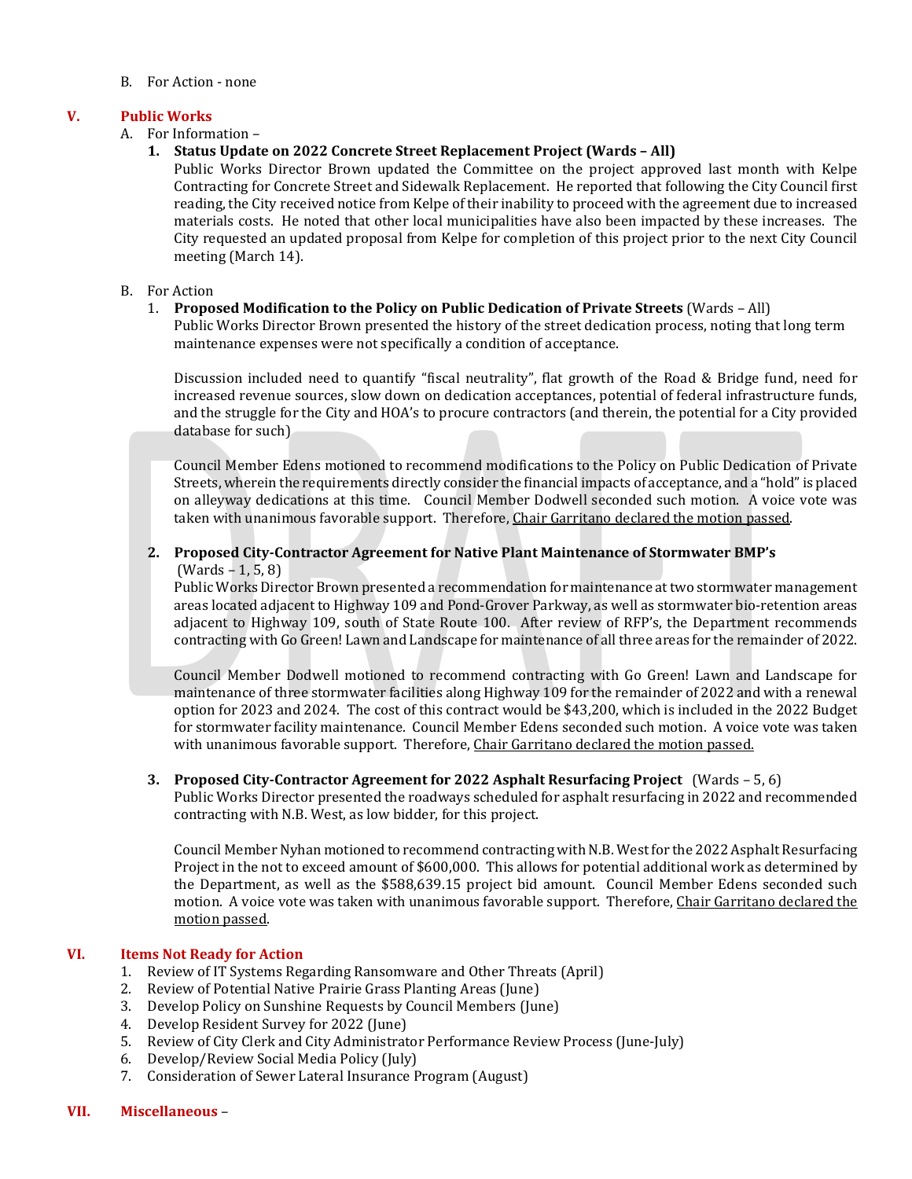B. For Action - none

## V. Public Works

A. For Information –

1. **Status Update on 2022 Concrete Street Replacement Project (Wards – All)**
   Public Works Director Brown updated the Committee on the project approved last month with Kelpe Contracting for Concrete Street and Sidewalk Replacement. He reported that following the City Council first reading, the City received notice from Kelpe of their inability to proceed with the agreement due to increased materials costs. He noted that other local municipalities have also been impacted by these increases. The City requested an updated proposal from Kelpe for completion of this project prior to the next City Council meeting (March 14).

B. For Action

1. **Proposed Modification to the Policy on Public Dedication of Private Streets** (Wards – All)
   Public Works Director Brown presented the history of the street dedication process, noting that long term maintenance expenses were not specifically a condition of acceptance.

   Discussion included need to quantify "fiscal neutrality", flat growth of the Road & Bridge fund, need for increased revenue sources, slow down on dedication acceptances, potential of federal infrastructure funds, and the struggle for the City and HOA's to procure contractors (and therein, the potential for a City provided database for such)

   Council Member Edens motioned to recommend modifications to the Policy on Public Dedication of Private Streets, wherein the requirements directly consider the financial impacts of acceptance, and a "hold" is placed on alleyway dedications at this time. Council Member Dodwell seconded such motion. A voice vote was taken with unanimous favorable support. Therefore, Chair Garritano declared the motion passed.

2. **Proposed City-Contractor Agreement for Native Plant Maintenance of Stormwater BMP's** (Wards – 1, 5, 8)
   Public Works Director Brown presented a recommendation for maintenance at two stormwater management areas located adjacent to Highway 109 and Pond-Grover Parkway, as well as stormwater bio-retention areas adjacent to Highway 109, south of State Route 100. After review of RFP's, the Department recommends contracting with Go Green! Lawn and Landscape for maintenance of all three areas for the remainder of 2022.

   Council Member Dodwell motioned to recommend contracting with Go Green! Lawn and Landscape for maintenance of three stormwater facilities along Highway 109 for the remainder of 2022 and with a renewal option for 2023 and 2024. The cost of this contract would be $43,200, which is included in the 2022 Budget for stormwater facility maintenance. Council Member Edens seconded such motion. A voice vote was taken with unanimous favorable support. Therefore, Chair Garritano declared the motion passed.

3. **Proposed City-Contractor Agreement for 2022 Asphalt Resurfacing Project** (Wards – 5, 6)
   Public Works Director presented the roadways scheduled for asphalt resurfacing in 2022 and recommended contracting with N.B. West, as low bidder, for this project.

   Council Member Nyhan motioned to recommend contracting with N.B. West for the 2022 Asphalt Resurfacing Project in the not to exceed amount of $600,000. This allows for potential additional work as determined by the Department, as well as the $588,639.15 project bid amount. Council Member Edens seconded such motion. A voice vote was taken with unanimous favorable support. Therefore, Chair Garritano declared the motion passed.

## VI. Items Not Ready for Action

1. Review of IT Systems Regarding Ransomware and Other Threats (April)
2. Review of Potential Native Prairie Grass Planting Areas (June)
3. Develop Policy on Sunshine Requests by Council Members (June)
4. Develop Resident Survey for 2022 (June)
5. Review of City Clerk and City Administrator Performance Review Process (June-July)
6. Develop/Review Social Media Policy (July)
7. Consideration of Sewer Lateral Insurance Program (August)

## VII. Miscellaneous –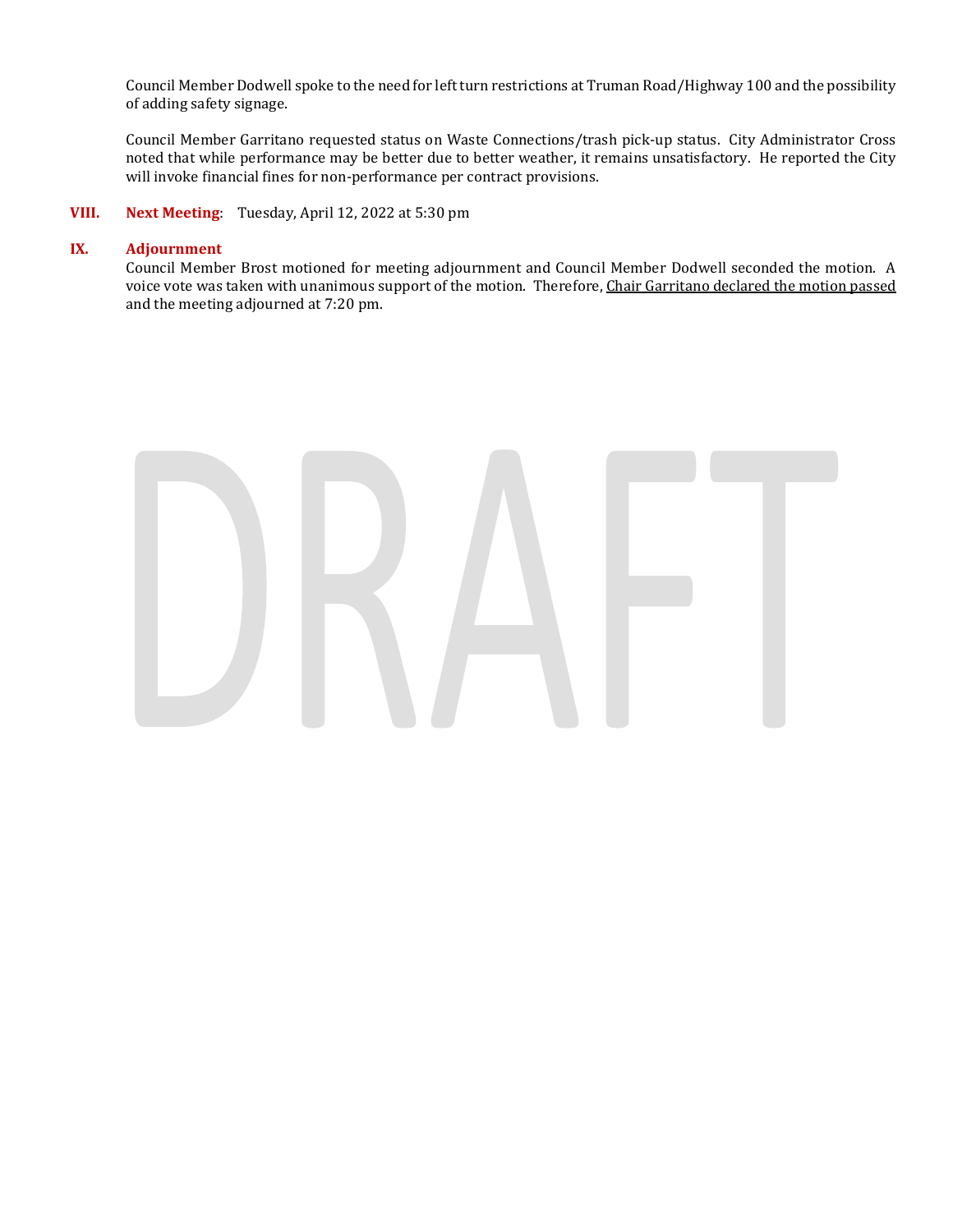Council Member Dodwell spoke to the need for left turn restrictions at Truman Road/Highway 100 and the possibility of adding safety signage.

Council Member Garritano requested status on Waste Connections/trash pick-up status. City Administrator Cross noted that while performance may be better due to better weather, it remains unsatisfactory. He reported the City will invoke financial fines for non-performance per contract provisions.

## VIII. Next Meeting: Tuesday, April 12, 2022 at 5:30 pm

## IX. Adjournment

Council Member Brost motioned for meeting adjournment and Council Member Dodwell seconded the motion. A voice vote was taken with unanimous support of the motion. Therefore, Chair Garritano declared the motion passed and the meeting adjourned at 7:20 pm.

DRAFT